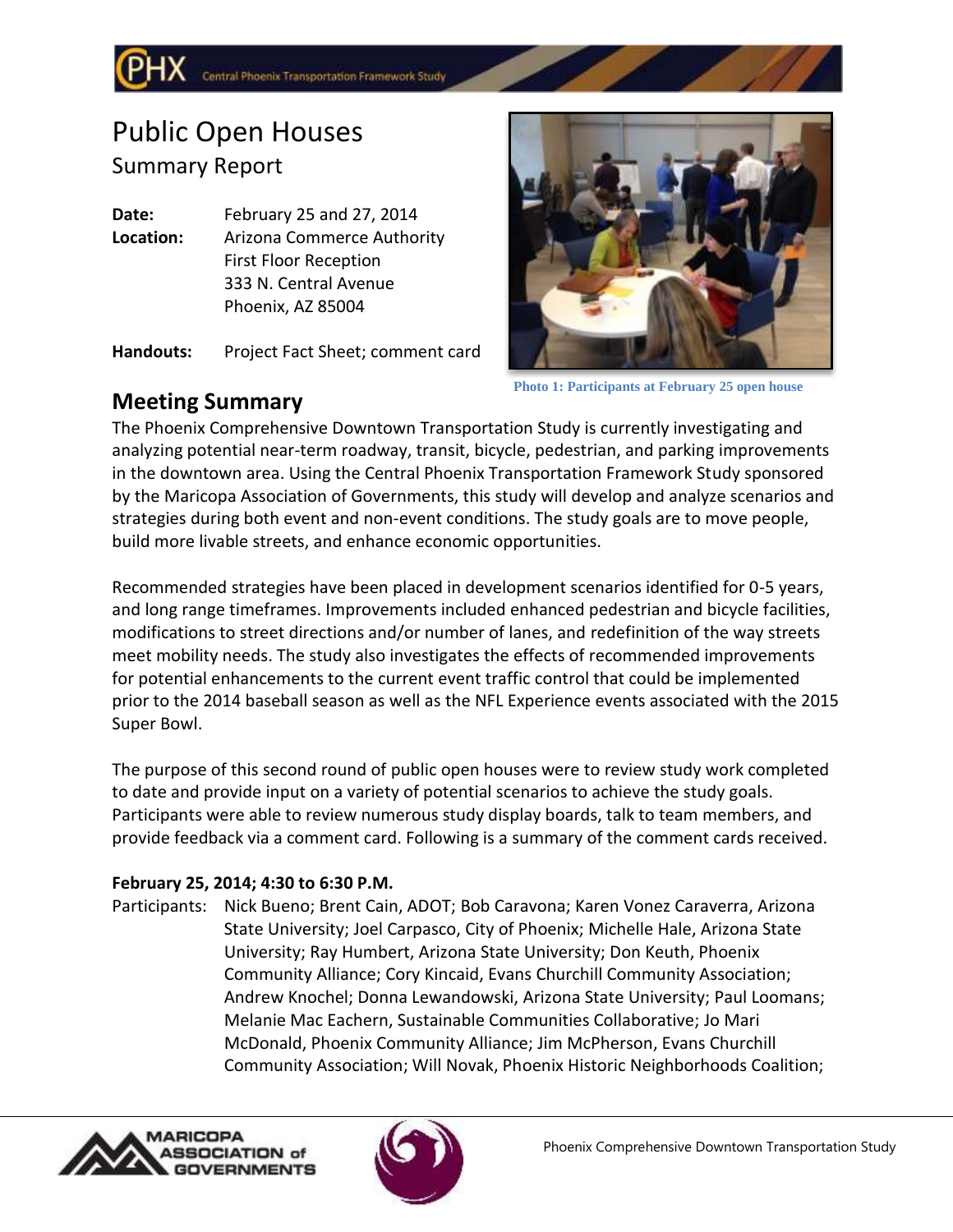# Public Open Houses

## Summary Report

**Date:** February 25 and 27, 2014

**Location:** Arizona Commerce Authority
First Floor Reception
333 N. Central Avenue
Phoenix, AZ 85004

**Handouts:** Project Fact Sheet; comment card

Photo 1: Participants at February 25 open house

## Meeting Summary

The Phoenix Comprehensive Downtown Transportation Study is currently investigating and analyzing potential near-term roadway, transit, bicycle, pedestrian, and parking improvements in the downtown area. Using the Central Phoenix Transportation Framework Study sponsored by the Maricopa Association of Governments, this study will develop and analyze scenarios and strategies during both event and non-event conditions. The study goals are to move people, build more livable streets, and enhance economic opportunities.

Recommended strategies have been placed in development scenarios identified for 0-5 years, and long range timeframes. Improvements included enhanced pedestrian and bicycle facilities, modifications to street directions and/or number of lanes, and redefinition of the way streets meet mobility needs. The study also investigates the effects of recommended improvements for potential enhancements to the current event traffic control that could be implemented prior to the 2014 baseball season as well as the NFL Experience events associated with the 2015 Super Bowl.

The purpose of this second round of public open houses were to review study work completed to date and provide input on a variety of potential scenarios to achieve the study goals. Participants were able to review numerous study display boards, talk to team members, and provide feedback via a comment card. Following is a summary of the comment cards received.

**February 25, 2014; 4:30 to 6:30 P.M.**

Participants: Nick Bueno; Brent Cain, ADOT; Bob Caravona; Karen Vonez Caraverra, Arizona State University; Joel Carpasco, City of Phoenix; Michelle Hale, Arizona State University; Ray Humbert, Arizona State University; Don Keuth, Phoenix Community Alliance; Cory Kincaid, Evans Churchill Community Association; Andrew Knochel; Donna Lewandowski, Arizona State University; Paul Loomans; Melanie Mac Eachern, Sustainable Communities Collaborative; Jo Mari McDonald, Phoenix Community Alliance; Jim McPherson, Evans Churchill Community Association; Will Novak, Phoenix Historic Neighborhoods Coalition;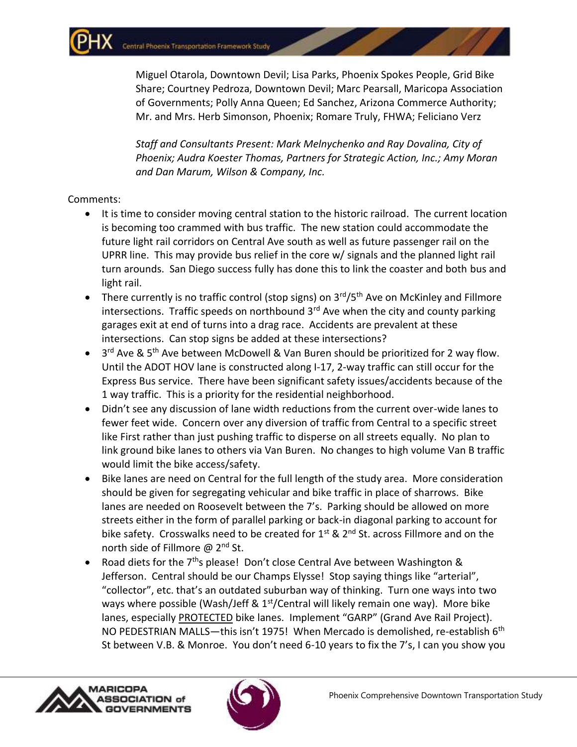Miguel Otarola, Downtown Devil; Lisa Parks, Phoenix Spokes People, Grid Bike Share; Courtney Pedroza, Downtown Devil; Marc Pearsall, Maricopa Association of Governments; Polly Anna Queen; Ed Sanchez, Arizona Commerce Authority; Mr. and Mrs. Herb Simonson, Phoenix; Romare Truly, FHWA; Feliciano Verz

*Staff and Consultants Present: Mark Melnychenko and Ray Dovalina, City of Phoenix; Audra Koester Thomas, Partners for Strategic Action, Inc.; Amy Moran and Dan Marum, Wilson & Company, Inc.*

Comments:

- It is time to consider moving central station to the historic railroad. The current location is becoming too crammed with bus traffic. The new station could accommodate the future light rail corridors on Central Ave south as well as future passenger rail on the UPRR line. This may provide bus relief in the core w/ signals and the planned light rail turn arounds. San Diego success fully has done this to link the coaster and both bus and light rail.
- There currently is no traffic control (stop signs) on 3rd/5th Ave on McKinley and Fillmore intersections. Traffic speeds on northbound 3rd Ave when the city and county parking garages exit at end of turns into a drag race. Accidents are prevalent at these intersections. Can stop signs be added at these intersections?
- 3rd Ave & 5th Ave between McDowell & Van Buren should be prioritized for 2 way flow. Until the ADOT HOV lane is constructed along I-17, 2-way traffic can still occur for the Express Bus service. There have been significant safety issues/accidents because of the 1 way traffic. This is a priority for the residential neighborhood.
- Didn't see any discussion of lane width reductions from the current over-wide lanes to fewer feet wide. Concern over any diversion of traffic from Central to a specific street like First rather than just pushing traffic to disperse on all streets equally. No plan to link ground bike lanes to others via Van Buren. No changes to high volume Van B traffic would limit the bike access/safety.
- Bike lanes are need on Central for the full length of the study area. More consideration should be given for segregating vehicular and bike traffic in place of sharrows. Bike lanes are needed on Roosevelt between the 7's. Parking should be allowed on more streets either in the form of parallel parking or back-in diagonal parking to account for bike safety. Crosswalks need to be created for 1st & 2nd St. across Fillmore and on the north side of Fillmore @ 2nd St.
- Road diets for the 7ths please! Don't close Central Ave between Washington & Jefferson. Central should be our Champs Elysse! Stop saying things like "arterial", "collector", etc. that's an outdated suburban way of thinking. Turn one ways into two ways where possible (Wash/Jeff & 1st/Central will likely remain one way). More bike lanes, especially <u>PROTECTED</u> bike lanes. Implement "GARP" (Grand Ave Rail Project). NO PEDESTRIAN MALLS—this isn't 1975! When Mercado is demolished, re-establish 6th St between V.B. & Monroe. You don't need 6-10 years to fix the 7's, I can you show you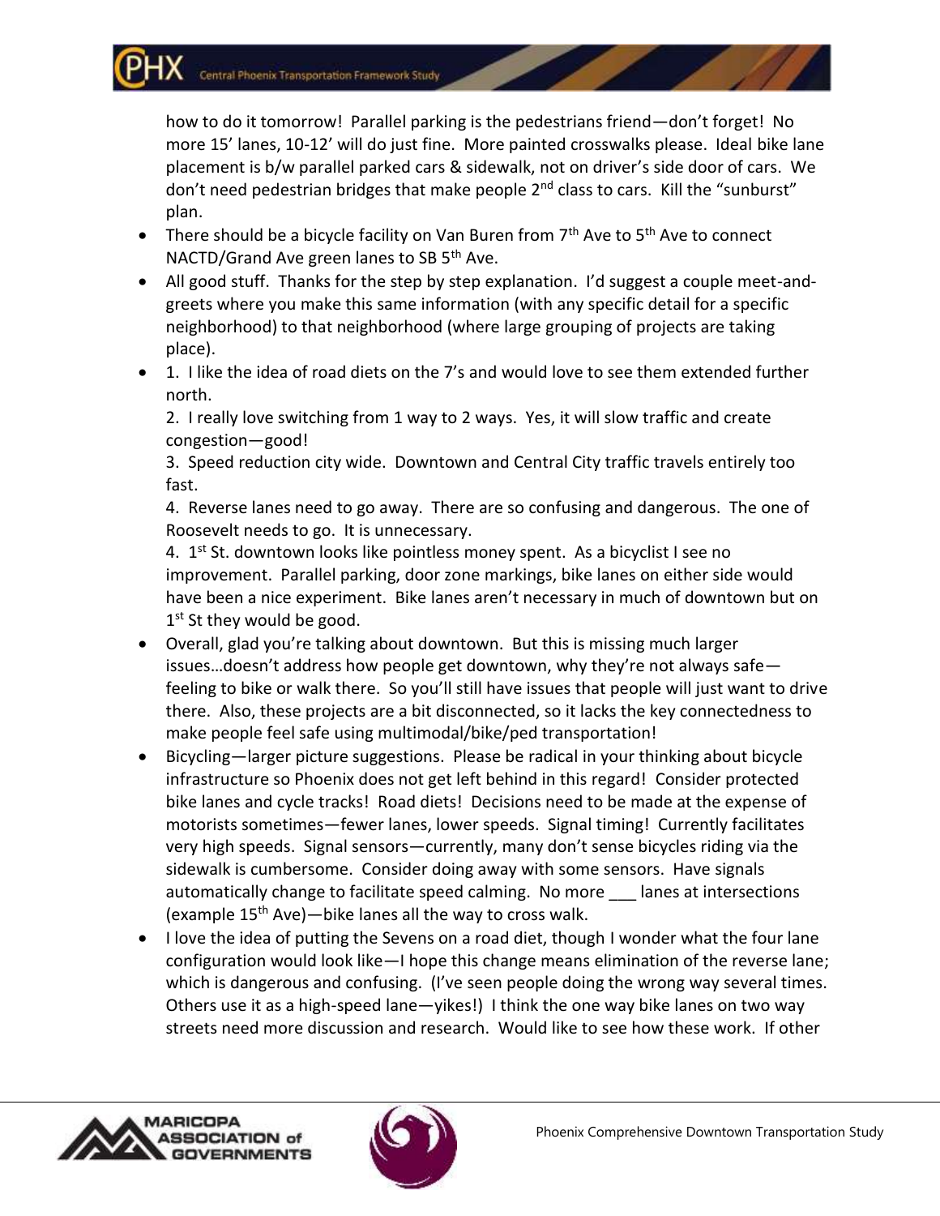how to do it tomorrow! Parallel parking is the pedestrians friend—don't forget! No more 15' lanes, 10-12' will do just fine. More painted crosswalks please. Ideal bike lane placement is b/w parallel parked cars & sidewalk, not on driver's side door of cars. We don't need pedestrian bridges that make people 2nd class to cars. Kill the "sunburst" plan.

- There should be a bicycle facility on Van Buren from 7th Ave to 5th Ave to connect NACTD/Grand Ave green lanes to SB 5th Ave.
- All good stuff. Thanks for the step by step explanation. I'd suggest a couple meet-and-greets where you make this same information (with any specific detail for a specific neighborhood) to that neighborhood (where large grouping of projects are taking place).
- 1. I like the idea of road diets on the 7's and would love to see them extended further north.

  2. I really love switching from 1 way to 2 ways. Yes, it will slow traffic and create congestion—good!

  3. Speed reduction city wide. Downtown and Central City traffic travels entirely too fast.

  4. Reverse lanes need to go away. There are so confusing and dangerous. The one of Roosevelt needs to go. It is unnecessary.

  4. 1st St. downtown looks like pointless money spent. As a bicyclist I see no improvement. Parallel parking, door zone markings, bike lanes on either side would have been a nice experiment. Bike lanes aren't necessary in much of downtown but on 1st St they would be good.
- Overall, glad you're talking about downtown. But this is missing much larger issues…doesn't address how people get downtown, why they're not always safe—feeling to bike or walk there. So you'll still have issues that people will just want to drive there. Also, these projects are a bit disconnected, so it lacks the key connectedness to make people feel safe using multimodal/bike/ped transportation!
- Bicycling—larger picture suggestions. Please be radical in your thinking about bicycle infrastructure so Phoenix does not get left behind in this regard! Consider protected bike lanes and cycle tracks! Road diets! Decisions need to be made at the expense of motorists sometimes—fewer lanes, lower speeds. Signal timing! Currently facilitates very high speeds. Signal sensors—currently, many don't sense bicycles riding via the sidewalk is cumbersome. Consider doing away with some sensors. Have signals automatically change to facilitate speed calming. No more ___ lanes at intersections (example 15th Ave)—bike lanes all the way to cross walk.
- I love the idea of putting the Sevens on a road diet, though I wonder what the four lane configuration would look like—I hope this change means elimination of the reverse lane; which is dangerous and confusing. (I've seen people doing the wrong way several times. Others use it as a high-speed lane—yikes!) I think the one way bike lanes on two way streets need more discussion and research. Would like to see how these work. If other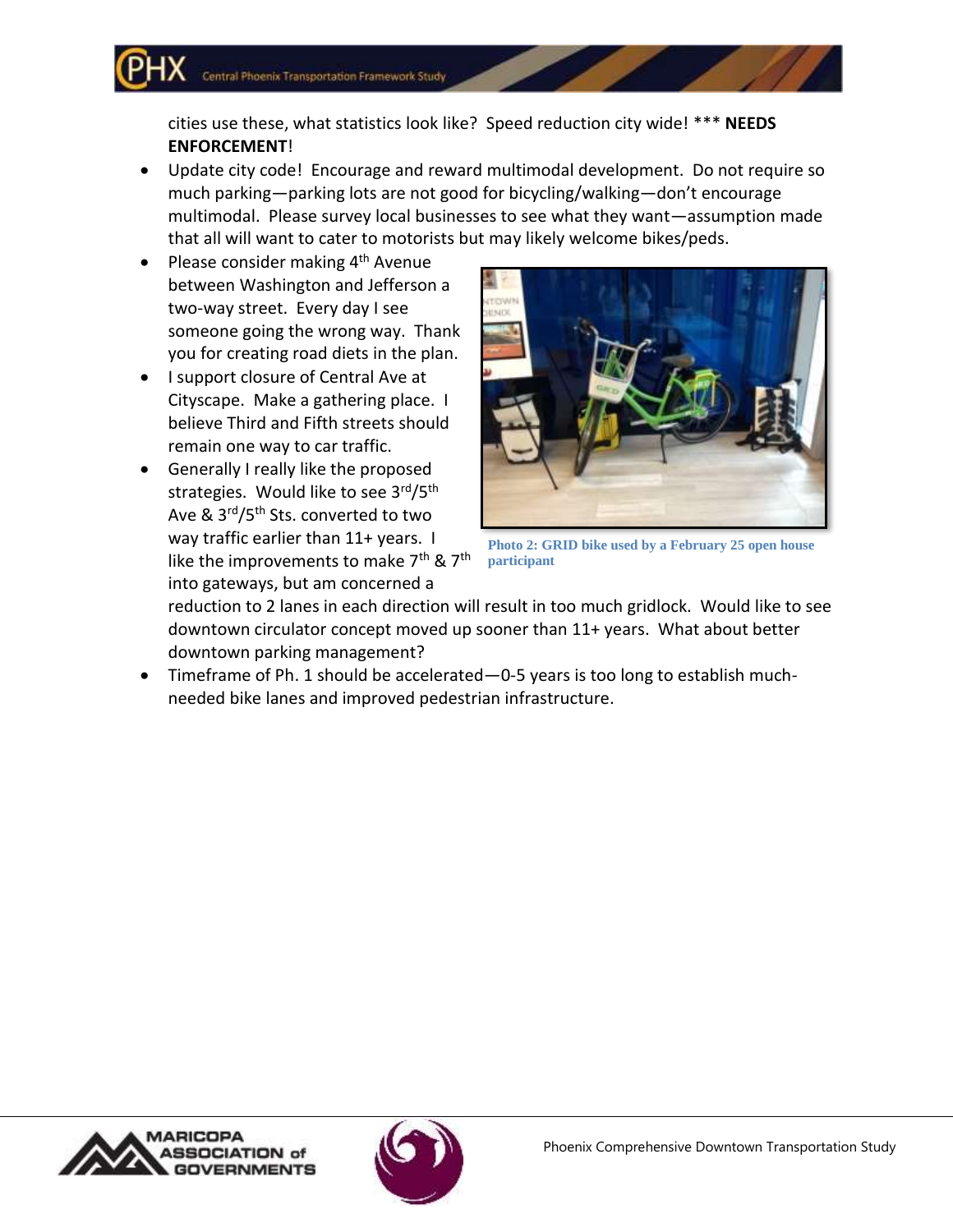cities use these, what statistics look like? Speed reduction city wide! *** **NEEDS ENFORCEMENT**!

- Update city code! Encourage and reward multimodal development. Do not require so much parking—parking lots are not good for bicycling/walking—don't encourage multimodal. Please survey local businesses to see what they want—assumption made that all will want to cater to motorists but may likely welcome bikes/peds.
- Please consider making 4th Avenue between Washington and Jefferson a two-way street. Every day I see someone going the wrong way. Thank you for creating road diets in the plan.
- I support closure of Central Ave at Cityscape. Make a gathering place. I believe Third and Fifth streets should remain one way to car traffic.
- Generally I really like the proposed strategies. Would like to see 3rd/5th Ave & 3rd/5th Sts. converted to two way traffic earlier than 11+ years. I like the improvements to make 7th & 7th into gateways, but am concerned a reduction to 2 lanes in each direction will result in too much gridlock. Would like to see downtown circulator concept moved up sooner than 11+ years. What about better downtown parking management?
- Timeframe of Ph. 1 should be accelerated—0-5 years is too long to establish much-needed bike lanes and improved pedestrian infrastructure.

Photo 2: GRID bike used by a February 25 open house participant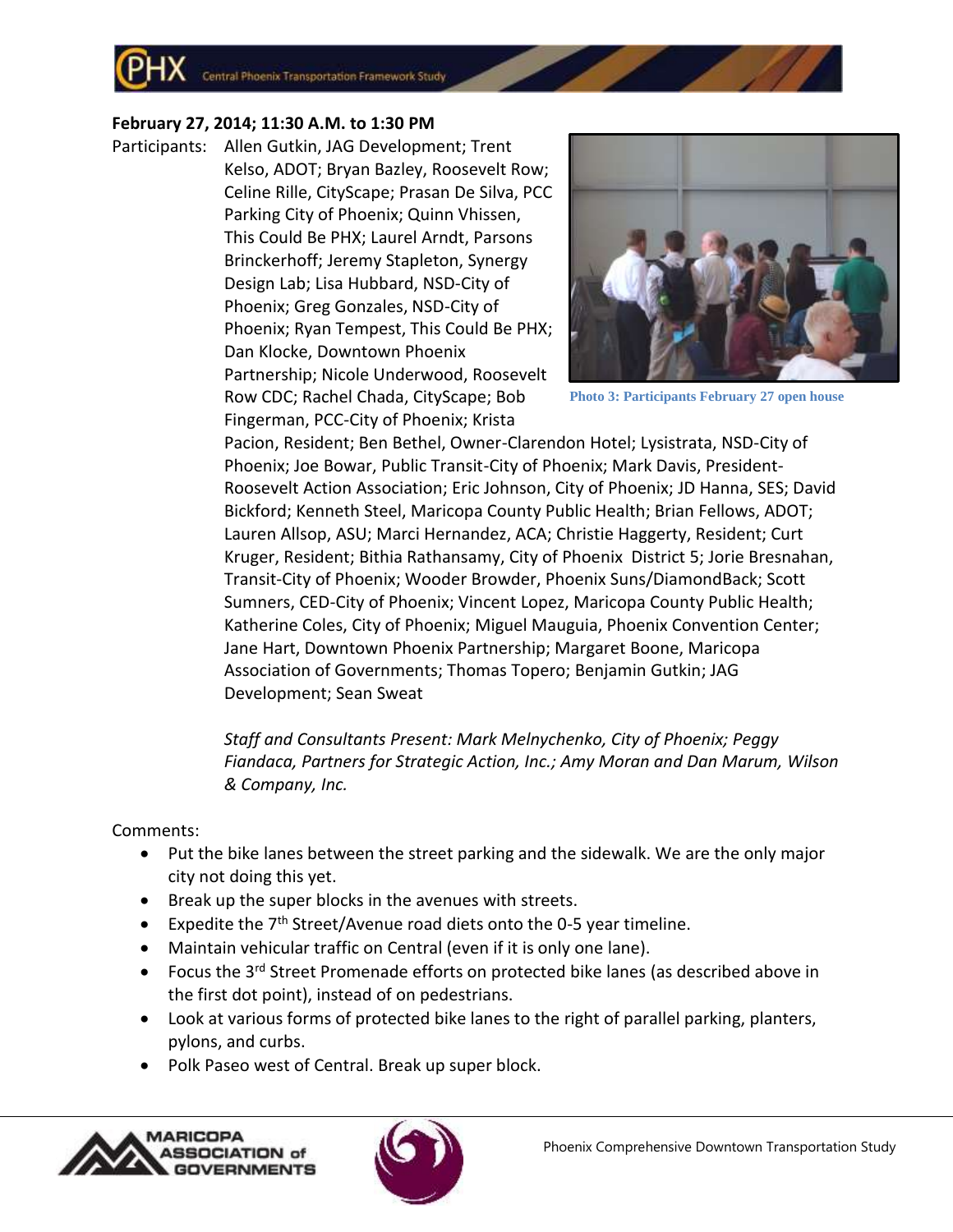**February 27, 2014; 11:30 A.M. to 1:30 PM**

Participants: Allen Gutkin, JAG Development; Trent Kelso, ADOT; Bryan Bazley, Roosevelt Row; Celine Rille, CityScape; Prasan De Silva, PCC Parking City of Phoenix; Quinn Vhissen, This Could Be PHX; Laurel Arndt, Parsons Brinckerhoff; Jeremy Stapleton, Synergy Design Lab; Lisa Hubbard, NSD-City of Phoenix; Greg Gonzales, NSD-City of Phoenix; Ryan Tempest, This Could Be PHX; Dan Klocke, Downtown Phoenix Partnership; Nicole Underwood, Roosevelt Row CDC; Rachel Chada, CityScape; Bob Fingerman, PCC-City of Phoenix; Krista Pacion, Resident; Ben Bethel, Owner-Clarendon Hotel; Lysistrata, NSD-City of Phoenix; Joe Bowar, Public Transit-City of Phoenix; Mark Davis, President-Roosevelt Action Association; Eric Johnson, City of Phoenix; JD Hanna, SES; David Bickford; Kenneth Steel, Maricopa County Public Health; Brian Fellows, ADOT; Lauren Allsop, ASU; Marci Hernandez, ACA; Christie Haggerty, Resident; Curt Kruger, Resident; Bithia Rathansamy, City of Phoenix District 5; Jorie Bresnahan, Transit-City of Phoenix; Wooder Browder, Phoenix Suns/DiamondBack; Scott Sumners, CED-City of Phoenix; Vincent Lopez, Maricopa County Public Health; Katherine Coles, City of Phoenix; Miguel Mauguia, Phoenix Convention Center; Jane Hart, Downtown Phoenix Partnership; Margaret Boone, Maricopa Association of Governments; Thomas Topero; Benjamin Gutkin; JAG Development; Sean Sweat

Photo 3: Participants February 27 open house

*Staff and Consultants Present: Mark Melnychenko, City of Phoenix; Peggy Fiandaca, Partners for Strategic Action, Inc.; Amy Moran and Dan Marum, Wilson & Company, Inc.*

Comments:

- Put the bike lanes between the street parking and the sidewalk. We are the only major city not doing this yet.
- Break up the super blocks in the avenues with streets.
- Expedite the 7th Street/Avenue road diets onto the 0-5 year timeline.
- Maintain vehicular traffic on Central (even if it is only one lane).
- Focus the 3rd Street Promenade efforts on protected bike lanes (as described above in the first dot point), instead of on pedestrians.
- Look at various forms of protected bike lanes to the right of parallel parking, planters, pylons, and curbs.
- Polk Paseo west of Central. Break up super block.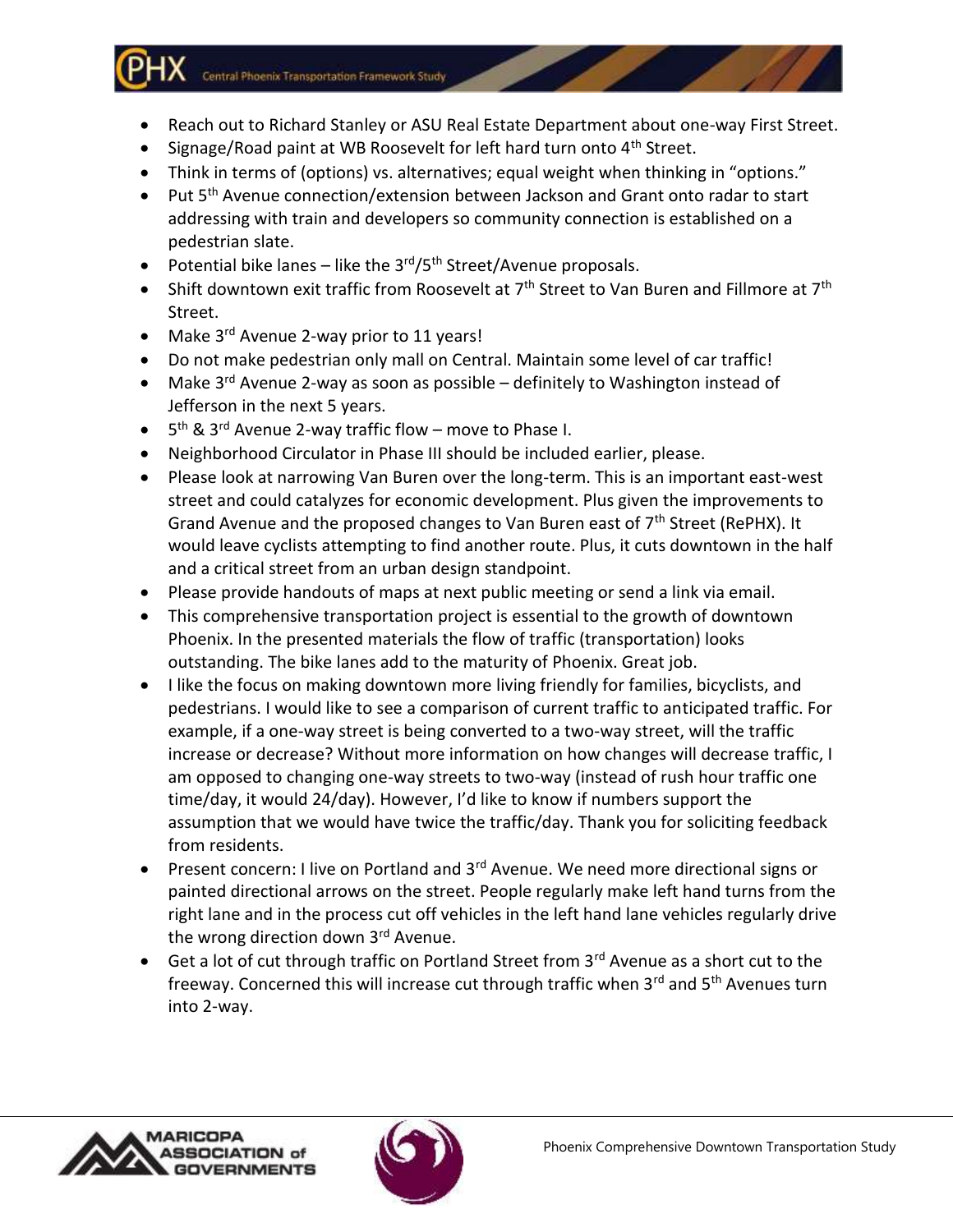- Reach out to Richard Stanley or ASU Real Estate Department about one-way First Street.
- Signage/Road paint at WB Roosevelt for left hard turn onto 4th Street.
- Think in terms of (options) vs. alternatives; equal weight when thinking in "options."
- Put 5th Avenue connection/extension between Jackson and Grant onto radar to start addressing with train and developers so community connection is established on a pedestrian slate.
- Potential bike lanes – like the 3rd/5th Street/Avenue proposals.
- Shift downtown exit traffic from Roosevelt at 7th Street to Van Buren and Fillmore at 7th Street.
- Make 3rd Avenue 2-way prior to 11 years!
- Do not make pedestrian only mall on Central. Maintain some level of car traffic!
- Make 3rd Avenue 2-way as soon as possible – definitely to Washington instead of Jefferson in the next 5 years.
- 5th & 3rd Avenue 2-way traffic flow – move to Phase I.
- Neighborhood Circulator in Phase III should be included earlier, please.
- Please look at narrowing Van Buren over the long-term. This is an important east-west street and could catalyzes for economic development. Plus given the improvements to Grand Avenue and the proposed changes to Van Buren east of 7th Street (RePHX). It would leave cyclists attempting to find another route. Plus, it cuts downtown in the half and a critical street from an urban design standpoint.
- Please provide handouts of maps at next public meeting or send a link via email.
- This comprehensive transportation project is essential to the growth of downtown Phoenix. In the presented materials the flow of traffic (transportation) looks outstanding. The bike lanes add to the maturity of Phoenix. Great job.
- I like the focus on making downtown more living friendly for families, bicyclists, and pedestrians. I would like to see a comparison of current traffic to anticipated traffic. For example, if a one-way street is being converted to a two-way street, will the traffic increase or decrease? Without more information on how changes will decrease traffic, I am opposed to changing one-way streets to two-way (instead of rush hour traffic one time/day, it would 24/day). However, I'd like to know if numbers support the assumption that we would have twice the traffic/day. Thank you for soliciting feedback from residents.
- Present concern: I live on Portland and 3rd Avenue. We need more directional signs or painted directional arrows on the street. People regularly make left hand turns from the right lane and in the process cut off vehicles in the left hand lane vehicles regularly drive the wrong direction down 3rd Avenue.
- Get a lot of cut through traffic on Portland Street from 3rd Avenue as a short cut to the freeway. Concerned this will increase cut through traffic when 3rd and 5th Avenues turn into 2-way.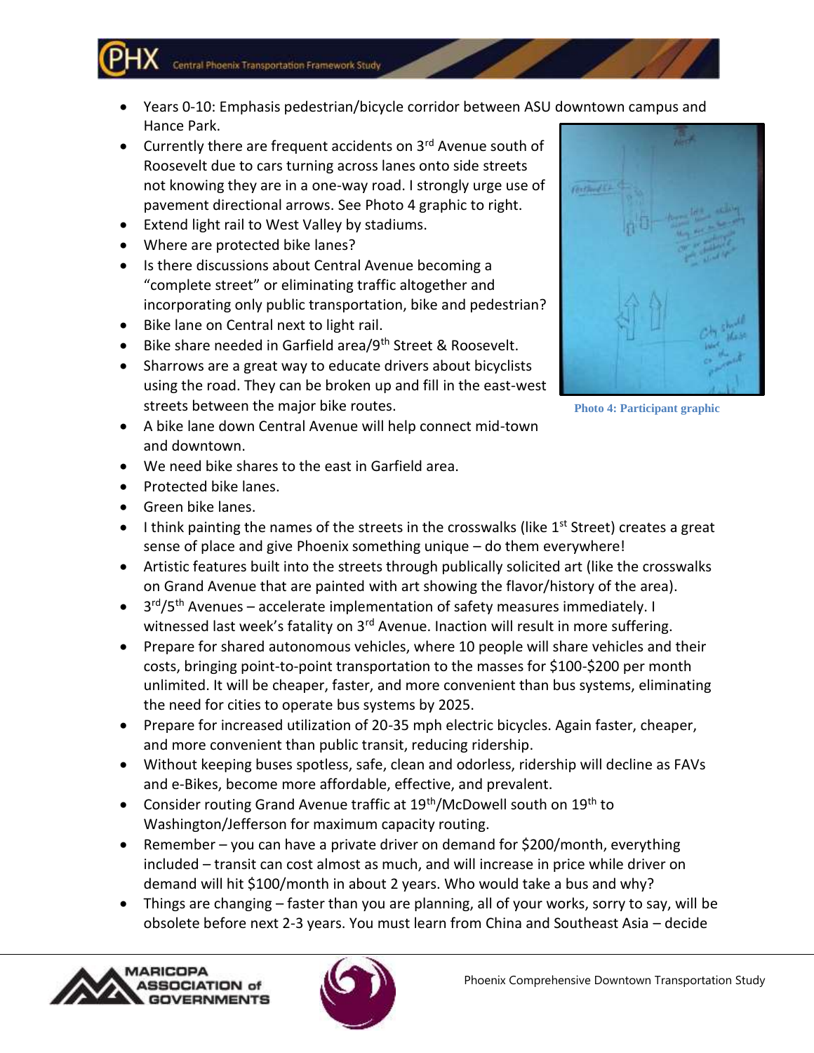- Years 0-10: Emphasis pedestrian/bicycle corridor between ASU downtown campus and Hance Park.
- Currently there are frequent accidents on 3rd Avenue south of Roosevelt due to cars turning across lanes onto side streets not knowing they are in a one-way road. I strongly urge use of pavement directional arrows. See Photo 4 graphic to right.
- Extend light rail to West Valley by stadiums.
- Where are protected bike lanes?
- Is there discussions about Central Avenue becoming a "complete street" or eliminating traffic altogether and incorporating only public transportation, bike and pedestrian?
- Bike lane on Central next to light rail.
- Bike share needed in Garfield area/9th Street & Roosevelt.
- Sharrows are a great way to educate drivers about bicyclists using the road. They can be broken up and fill in the east-west streets between the major bike routes.
- A bike lane down Central Avenue will help connect mid-town and downtown.
- We need bike shares to the east in Garfield area.
- Protected bike lanes.
- Green bike lanes.
- I think painting the names of the streets in the crosswalks (like 1st Street) creates a great sense of place and give Phoenix something unique – do them everywhere!
- Artistic features built into the streets through publically solicited art (like the crosswalks on Grand Avenue that are painted with art showing the flavor/history of the area).
- 3rd/5th Avenues – accelerate implementation of safety measures immediately. I witnessed last week's fatality on 3rd Avenue. Inaction will result in more suffering.
- Prepare for shared autonomous vehicles, where 10 people will share vehicles and their costs, bringing point-to-point transportation to the masses for $100-$200 per month unlimited. It will be cheaper, faster, and more convenient than bus systems, eliminating the need for cities to operate bus systems by 2025.
- Prepare for increased utilization of 20-35 mph electric bicycles. Again faster, cheaper, and more convenient than public transit, reducing ridership.
- Without keeping buses spotless, safe, clean and odorless, ridership will decline as FAVs and e-Bikes, become more affordable, effective, and prevalent.
- Consider routing Grand Avenue traffic at 19th/McDowell south on 19th to Washington/Jefferson for maximum capacity routing.
- Remember – you can have a private driver on demand for $200/month, everything included – transit can cost almost as much, and will increase in price while driver on demand will hit $100/month in about 2 years. Who would take a bus and why?
- Things are changing – faster than you are planning, all of your works, sorry to say, will be obsolete before next 2-3 years. You must learn from China and Southeast Asia – decide

Photo 4: Participant graphic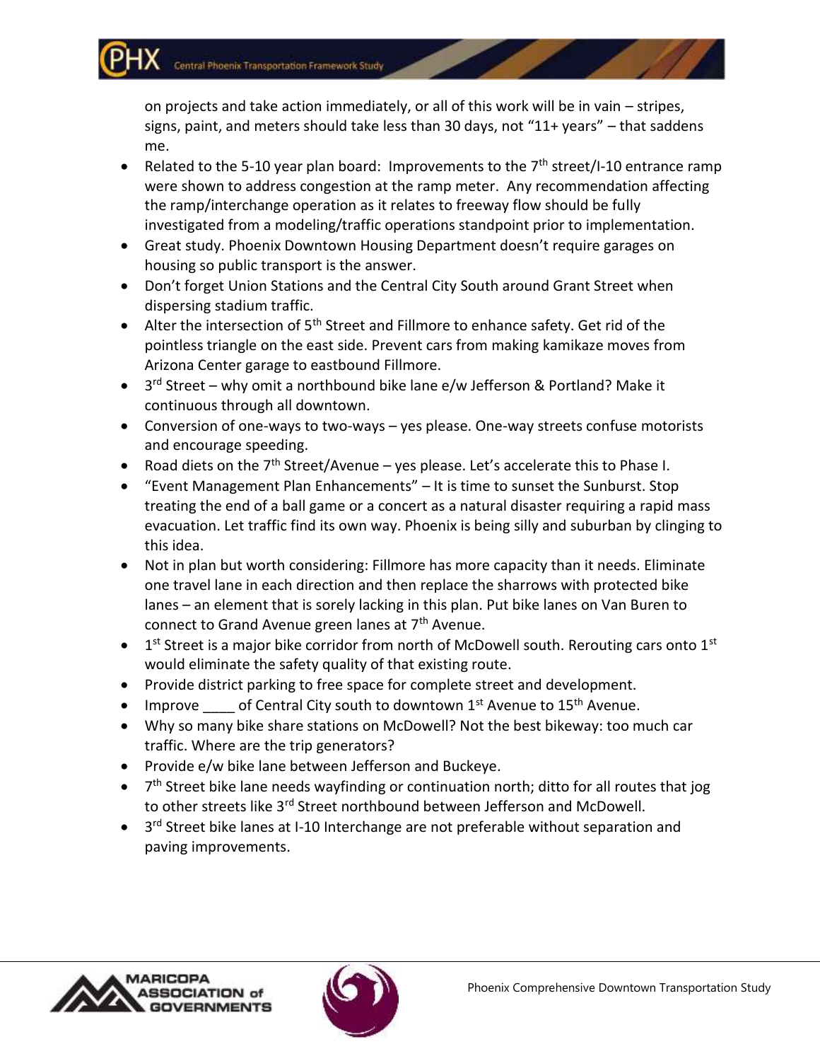on projects and take action immediately, or all of this work will be in vain – stripes, signs, paint, and meters should take less than 30 days, not "11+ years" – that saddens me.

- Related to the 5-10 year plan board: Improvements to the 7th street/I-10 entrance ramp were shown to address congestion at the ramp meter. Any recommendation affecting the ramp/interchange operation as it relates to freeway flow should be fully investigated from a modeling/traffic operations standpoint prior to implementation.
- Great study. Phoenix Downtown Housing Department doesn't require garages on housing so public transport is the answer.
- Don't forget Union Stations and the Central City South around Grant Street when dispersing stadium traffic.
- Alter the intersection of 5th Street and Fillmore to enhance safety. Get rid of the pointless triangle on the east side. Prevent cars from making kamikaze moves from Arizona Center garage to eastbound Fillmore.
- 3rd Street – why omit a northbound bike lane e/w Jefferson & Portland? Make it continuous through all downtown.
- Conversion of one-ways to two-ways – yes please. One-way streets confuse motorists and encourage speeding.
- Road diets on the 7th Street/Avenue – yes please. Let's accelerate this to Phase I.
- "Event Management Plan Enhancements" – It is time to sunset the Sunburst. Stop treating the end of a ball game or a concert as a natural disaster requiring a rapid mass evacuation. Let traffic find its own way. Phoenix is being silly and suburban by clinging to this idea.
- Not in plan but worth considering: Fillmore has more capacity than it needs. Eliminate one travel lane in each direction and then replace the sharrows with protected bike lanes – an element that is sorely lacking in this plan. Put bike lanes on Van Buren to connect to Grand Avenue green lanes at 7th Avenue.
- 1st Street is a major bike corridor from north of McDowell south. Rerouting cars onto 1st would eliminate the safety quality of that existing route.
- Provide district parking to free space for complete street and development.
- Improve ____ of Central City south to downtown 1st Avenue to 15th Avenue.
- Why so many bike share stations on McDowell? Not the best bikeway: too much car traffic. Where are the trip generators?
- Provide e/w bike lane between Jefferson and Buckeye.
- 7th Street bike lane needs wayfinding or continuation north; ditto for all routes that jog to other streets like 3rd Street northbound between Jefferson and McDowell.
- 3rd Street bike lanes at I-10 Interchange are not preferable without separation and paving improvements.